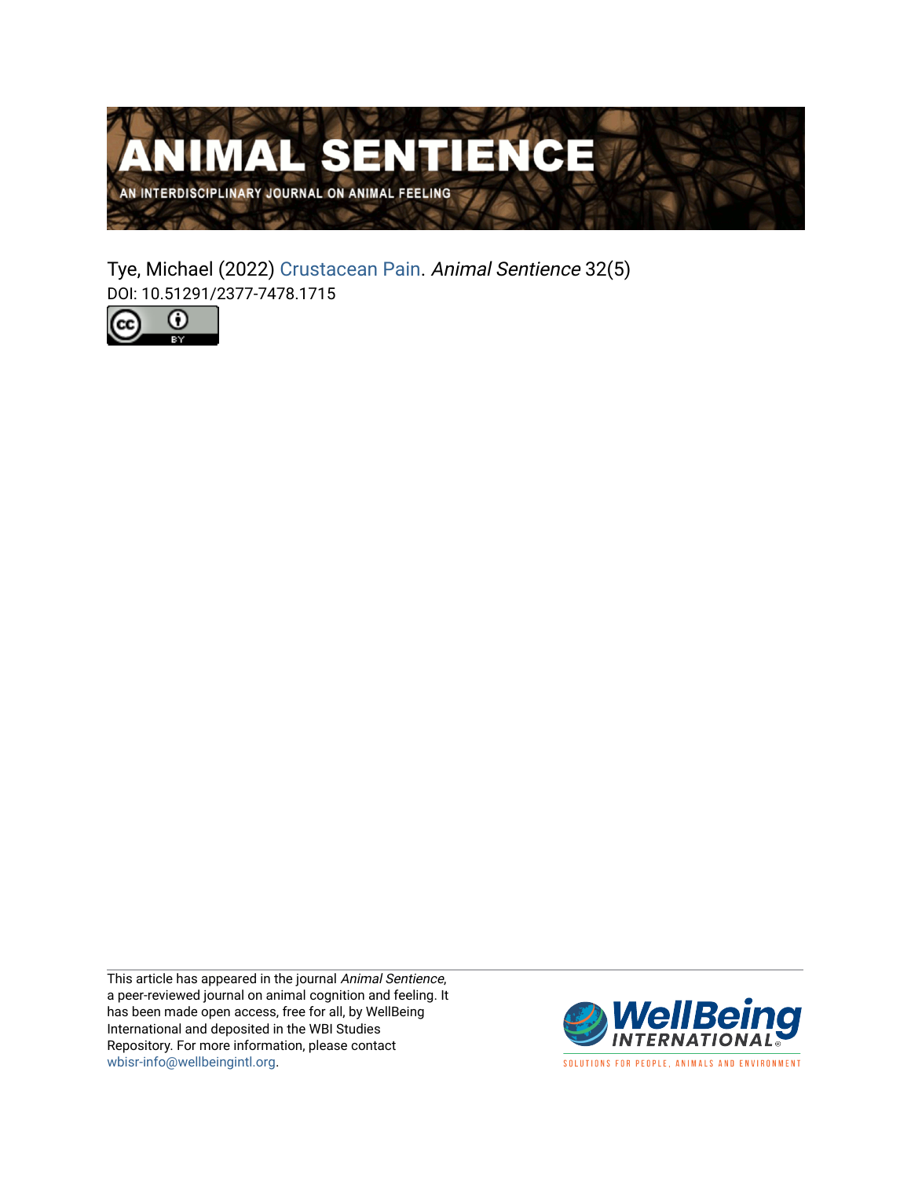# ANIMAL SENTIENCE

AN INTERDISCIPLINARY JOURNAL ON ANIMAL FEELING

Tye, Michael (2022) Crustacean Pain. *Animal Sentience* 32(5)
DOI: 10.51291/2377-7478.1715

This article has appeared in the journal *Animal Sentience*, a peer-reviewed journal on animal cognition and feeling. It has been made open access, free for all, by WellBeing International and deposited in the WBI Studies Repository. For more information, please contact wbisr-info@wellbeingintl.org.

WellBeing INTERNATIONAL

SOLUTIONS FOR PEOPLE, ANIMALS AND ENVIRONMENT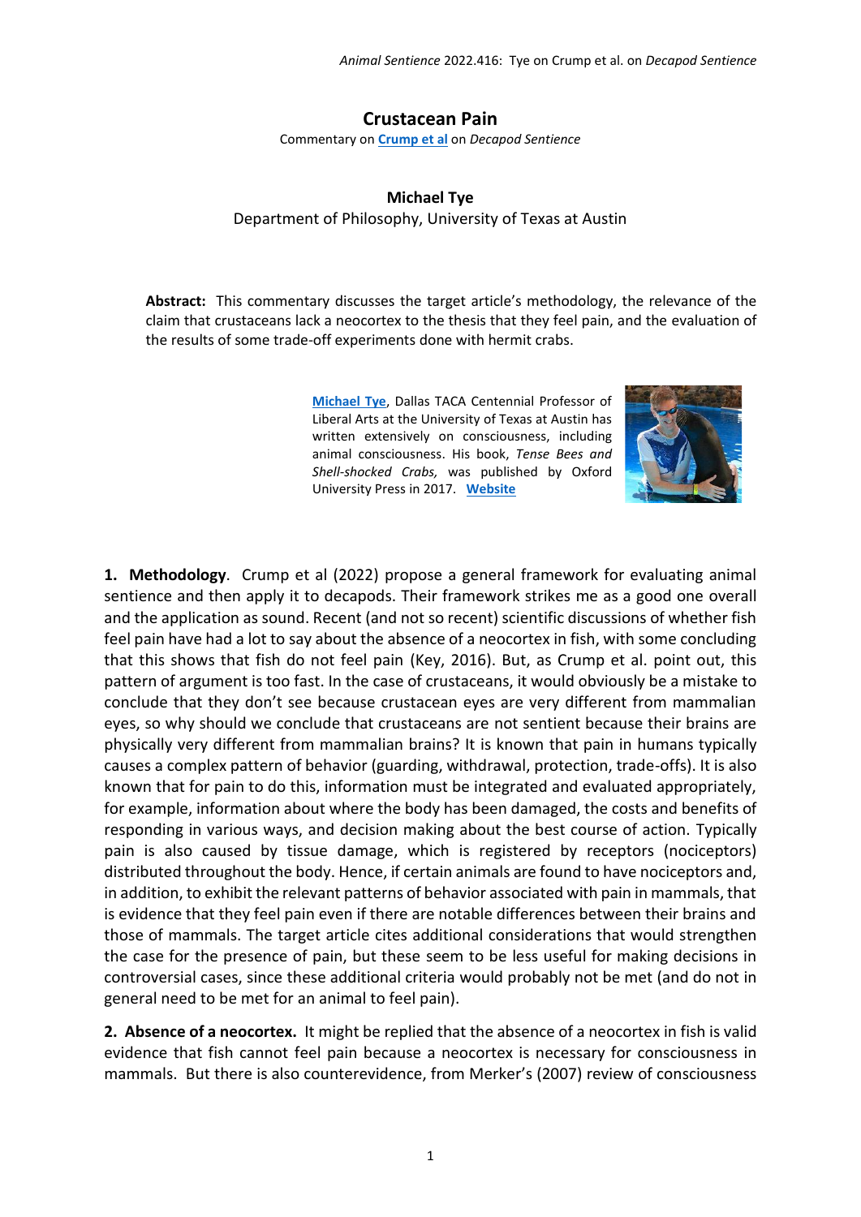# Crustacean Pain

Commentary on **Crump et al** on *Decapod Sentience*

**Michael Tye**
Department of Philosophy, University of Texas at Austin

**Abstract:** This commentary discusses the target article's methodology, the relevance of the claim that crustaceans lack a neocortex to the thesis that they feel pain, and the evaluation of the results of some trade-off experiments done with hermit crabs.

**Michael Tye**, Dallas TACA Centennial Professor of Liberal Arts at the University of Texas at Austin has written extensively on consciousness, including animal consciousness. His book, *Tense Bees and Shell-shocked Crabs,* was published by Oxford University Press in 2017. **Website**

**1. Methodology**. Crump et al (2022) propose a general framework for evaluating animal sentience and then apply it to decapods. Their framework strikes me as a good one overall and the application as sound. Recent (and not so recent) scientific discussions of whether fish feel pain have had a lot to say about the absence of a neocortex in fish, with some concluding that this shows that fish do not feel pain (Key, 2016). But, as Crump et al. point out, this pattern of argument is too fast. In the case of crustaceans, it would obviously be a mistake to conclude that they don't see because crustacean eyes are very different from mammalian eyes, so why should we conclude that crustaceans are not sentient because their brains are physically very different from mammalian brains? It is known that pain in humans typically causes a complex pattern of behavior (guarding, withdrawal, protection, trade-offs). It is also known that for pain to do this, information must be integrated and evaluated appropriately, for example, information about where the body has been damaged, the costs and benefits of responding in various ways, and decision making about the best course of action. Typically pain is also caused by tissue damage, which is registered by receptors (nociceptors) distributed throughout the body. Hence, if certain animals are found to have nociceptors and, in addition, to exhibit the relevant patterns of behavior associated with pain in mammals, that is evidence that they feel pain even if there are notable differences between their brains and those of mammals. The target article cites additional considerations that would strengthen the case for the presence of pain, but these seem to be less useful for making decisions in controversial cases, since these additional criteria would probably not be met (and do not in general need to be met for an animal to feel pain).

**2. Absence of a neocortex.** It might be replied that the absence of a neocortex in fish is valid evidence that fish cannot feel pain because a neocortex is necessary for consciousness in mammals. But there is also counterevidence, from Merker's (2007) review of consciousness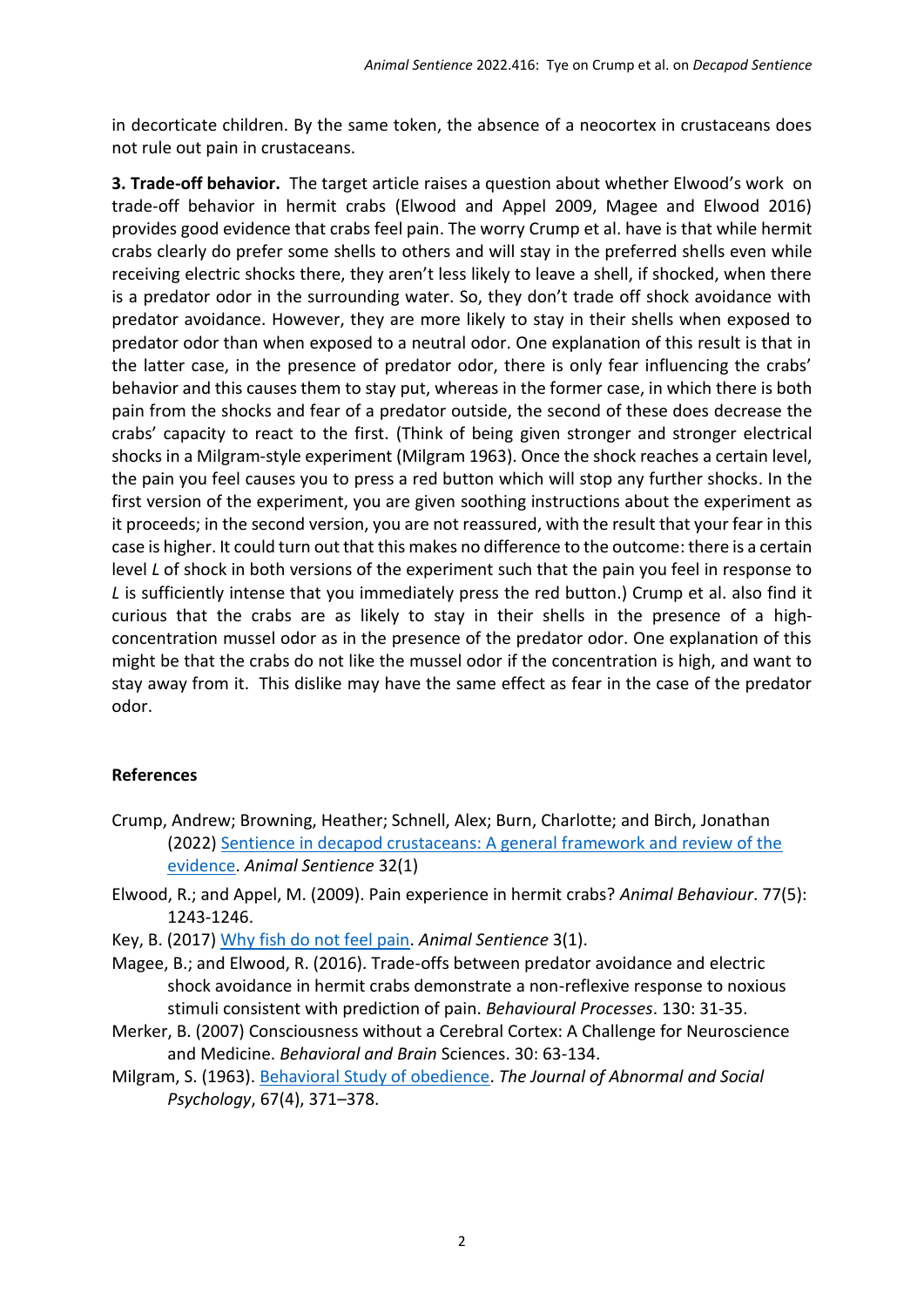in decorticate children. By the same token, the absence of a neocortex in crustaceans does not rule out pain in crustaceans.

**3. Trade-off behavior.** The target article raises a question about whether Elwood's work on trade-off behavior in hermit crabs (Elwood and Appel 2009, Magee and Elwood 2016) provides good evidence that crabs feel pain. The worry Crump et al. have is that while hermit crabs clearly do prefer some shells to others and will stay in the preferred shells even while receiving electric shocks there, they aren't less likely to leave a shell, if shocked, when there is a predator odor in the surrounding water. So, they don't trade off shock avoidance with predator avoidance. However, they are more likely to stay in their shells when exposed to predator odor than when exposed to a neutral odor. One explanation of this result is that in the latter case, in the presence of predator odor, there is only fear influencing the crabs' behavior and this causes them to stay put, whereas in the former case, in which there is both pain from the shocks and fear of a predator outside, the second of these does decrease the crabs' capacity to react to the first. (Think of being given stronger and stronger electrical shocks in a Milgram-style experiment (Milgram 1963). Once the shock reaches a certain level, the pain you feel causes you to press a red button which will stop any further shocks. In the first version of the experiment, you are given soothing instructions about the experiment as it proceeds; in the second version, you are not reassured, with the result that your fear in this case is higher. It could turn out that this makes no difference to the outcome: there is a certain level *L* of shock in both versions of the experiment such that the pain you feel in response to *L* is sufficiently intense that you immediately press the red button.) Crump et al. also find it curious that the crabs are as likely to stay in their shells in the presence of a high-concentration mussel odor as in the presence of the predator odor. One explanation of this might be that the crabs do not like the mussel odor if the concentration is high, and want to stay away from it. This dislike may have the same effect as fear in the case of the predator odor.

## References

- Crump, Andrew; Browning, Heather; Schnell, Alex; Burn, Charlotte; and Birch, Jonathan (2022) Sentience in decapod crustaceans: A general framework and review of the evidence. *Animal Sentience* 32(1)
- Elwood, R.; and Appel, M. (2009). Pain experience in hermit crabs? *Animal Behaviour*. 77(5): 1243-1246.
- Key, B. (2017) Why fish do not feel pain. *Animal Sentience* 3(1).
- Magee, B.; and Elwood, R. (2016). Trade-offs between predator avoidance and electric shock avoidance in hermit crabs demonstrate a non-reflexive response to noxious stimuli consistent with prediction of pain. *Behavioural Processes*. 130: 31-35.
- Merker, B. (2007) Consciousness without a Cerebral Cortex: A Challenge for Neuroscience and Medicine. *Behavioral and Brain* Sciences. 30: 63-134.
- Milgram, S. (1963). Behavioral Study of obedience. *The Journal of Abnormal and Social Psychology*, 67(4), 371–378.